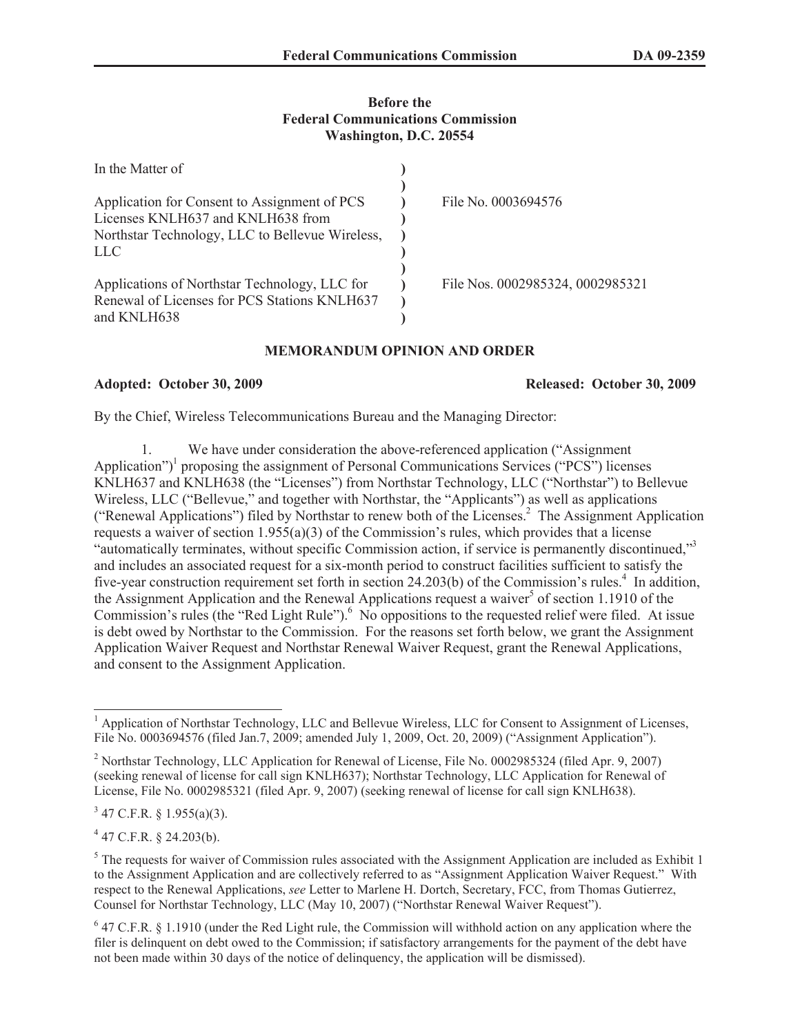**Before the**
**Federal Communications Commission**
**Washington, D.C. 20554**

| | | |
|---|---|---|
| In the Matter of | ) | |
| | ) | |
| Application for Consent to Assignment of PCS Licenses KNLH637 and KNLH638 from Northstar Technology, LLC to Bellevue Wireless, LLC | ) | File No. 0003694576 |
| | ) | |
| Applications of Northstar Technology, LLC for Renewal of Licenses for PCS Stations KNLH637 and KNLH638 | ) | File Nos. 0002985324, 0002985321 |

## MEMORANDUM OPINION AND ORDER

**Adopted: October 30, 2009** **Released: October 30, 2009**

By the Chief, Wireless Telecommunications Bureau and the Managing Director:

1. We have under consideration the above-referenced application ("Assignment Application")[1] proposing the assignment of Personal Communications Services ("PCS") licenses KNLH637 and KNLH638 (the "Licenses") from Northstar Technology, LLC ("Northstar") to Bellevue Wireless, LLC ("Bellevue," and together with Northstar, the "Applicants") as well as applications ("Renewal Applications") filed by Northstar to renew both of the Licenses.[2] The Assignment Application requests a waiver of section 1.955(a)(3) of the Commission's rules, which provides that a license "automatically terminates, without specific Commission action, if service is permanently discontinued,"[3] and includes an associated request for a six-month period to construct facilities sufficient to satisfy the five-year construction requirement set forth in section 24.203(b) of the Commission's rules.[4] In addition, the Assignment Application and the Renewal Applications request a waiver[5] of section 1.1910 of the Commission's rules (the "Red Light Rule").[6] No oppositions to the requested relief were filed. At issue is debt owed by Northstar to the Commission. For the reasons set forth below, we grant the Assignment Application Waiver Request and Northstar Renewal Waiver Request, grant the Renewal Applications, and consent to the Assignment Application.

---

[1] Application of Northstar Technology, LLC and Bellevue Wireless, LLC for Consent to Assignment of Licenses, File No. 0003694576 (filed Jan.7, 2009; amended July 1, 2009, Oct. 20, 2009) ("Assignment Application").

[2] Northstar Technology, LLC Application for Renewal of License, File No. 0002985324 (filed Apr. 9, 2007) (seeking renewal of license for call sign KNLH637); Northstar Technology, LLC Application for Renewal of License, File No. 0002985321 (filed Apr. 9, 2007) (seeking renewal of license for call sign KNLH638).

[3] 47 C.F.R. § 1.955(a)(3).

[4] 47 C.F.R. § 24.203(b).

[5] The requests for waiver of Commission rules associated with the Assignment Application are included as Exhibit 1 to the Assignment Application and are collectively referred to as "Assignment Application Waiver Request." With respect to the Renewal Applications, *see* Letter to Marlene H. Dortch, Secretary, FCC, from Thomas Gutierrez, Counsel for Northstar Technology, LLC (May 10, 2007) ("Northstar Renewal Waiver Request").

[6] 47 C.F.R. § 1.1910 (under the Red Light rule, the Commission will withhold action on any application where the filer is delinquent on debt owed to the Commission; if satisfactory arrangements for the payment of the debt have not been made within 30 days of the notice of delinquency, the application will be dismissed).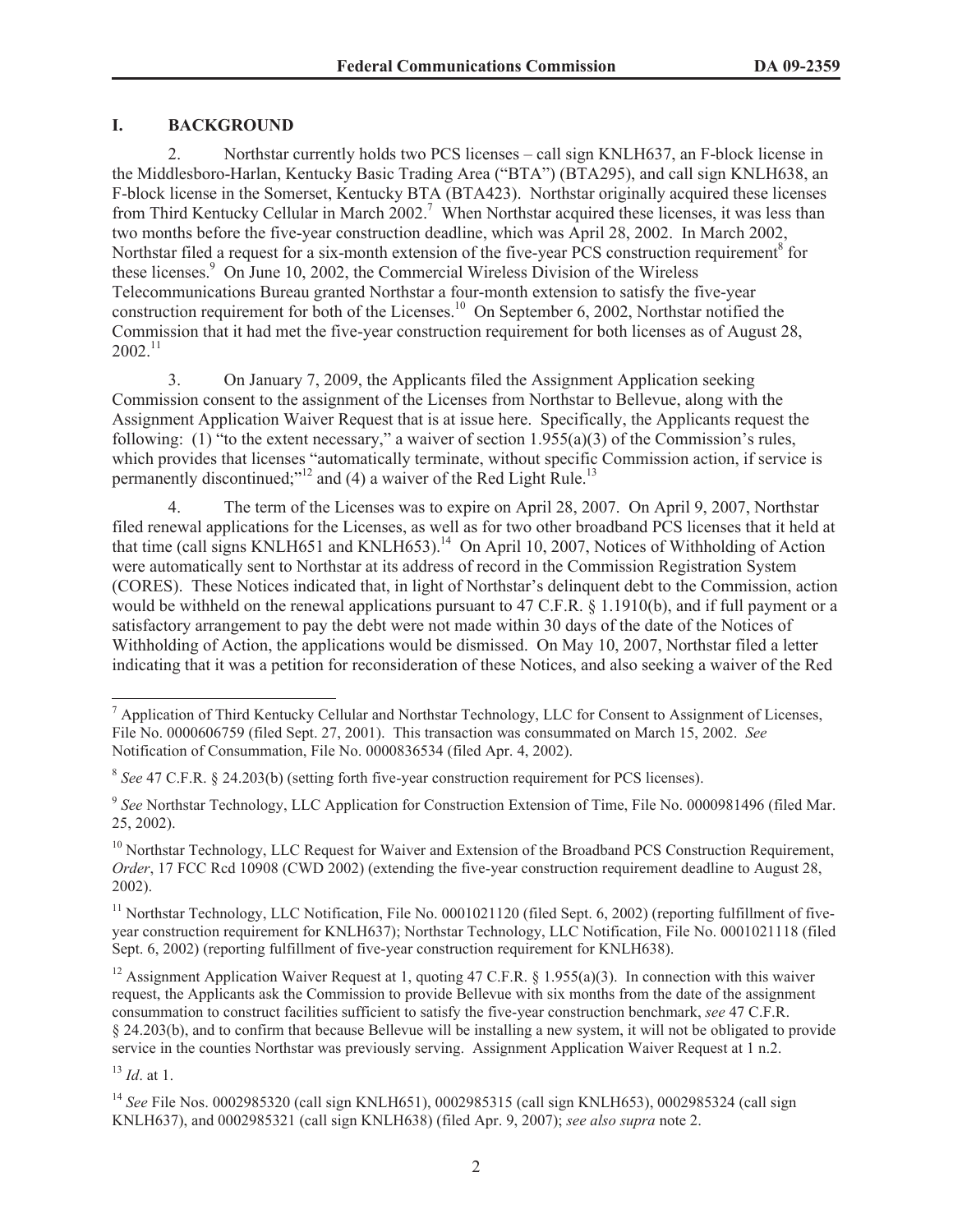## I. BACKGROUND

2. Northstar currently holds two PCS licenses – call sign KNLH637, an F-block license in the Middlesboro-Harlan, Kentucky Basic Trading Area ("BTA") (BTA295), and call sign KNLH638, an F-block license in the Somerset, Kentucky BTA (BTA423). Northstar originally acquired these licenses from Third Kentucky Cellular in March 2002.[7] When Northstar acquired these licenses, it was less than two months before the five-year construction deadline, which was April 28, 2002. In March 2002, Northstar filed a request for a six-month extension of the five-year PCS construction requirement[8] for these licenses.[9] On June 10, 2002, the Commercial Wireless Division of the Wireless Telecommunications Bureau granted Northstar a four-month extension to satisfy the five-year construction requirement for both of the Licenses.[10] On September 6, 2002, Northstar notified the Commission that it had met the five-year construction requirement for both licenses as of August 28, 2002.[11]

3. On January 7, 2009, the Applicants filed the Assignment Application seeking Commission consent to the assignment of the Licenses from Northstar to Bellevue, along with the Assignment Application Waiver Request that is at issue here. Specifically, the Applicants request the following: (1) "to the extent necessary," a waiver of section 1.955(a)(3) of the Commission's rules, which provides that licenses "automatically terminate, without specific Commission action, if service is permanently discontinued;"[12] and (4) a waiver of the Red Light Rule.[13]

4. The term of the Licenses was to expire on April 28, 2007. On April 9, 2007, Northstar filed renewal applications for the Licenses, as well as for two other broadband PCS licenses that it held at that time (call signs KNLH651 and KNLH653).[14] On April 10, 2007, Notices of Withholding of Action were automatically sent to Northstar at its address of record in the Commission Registration System (CORES). These Notices indicated that, in light of Northstar's delinquent debt to the Commission, action would be withheld on the renewal applications pursuant to 47 C.F.R. § 1.1910(b), and if full payment or a satisfactory arrangement to pay the debt were not made within 30 days of the date of the Notices of Withholding of Action, the applications would be dismissed. On May 10, 2007, Northstar filed a letter indicating that it was a petition for reconsideration of these Notices, and also seeking a waiver of the Red

---

[7] Application of Third Kentucky Cellular and Northstar Technology, LLC for Consent to Assignment of Licenses, File No. 0000606759 (filed Sept. 27, 2001). This transaction was consummated on March 15, 2002. *See* Notification of Consummation, File No. 0000836534 (filed Apr. 4, 2002).

[8] *See* 47 C.F.R. § 24.203(b) (setting forth five-year construction requirement for PCS licenses).

[9] *See* Northstar Technology, LLC Application for Construction Extension of Time, File No. 0000981496 (filed Mar. 25, 2002).

[10] Northstar Technology, LLC Request for Waiver and Extension of the Broadband PCS Construction Requirement, *Order*, 17 FCC Rcd 10908 (CWD 2002) (extending the five-year construction requirement deadline to August 28, 2002).

[11] Northstar Technology, LLC Notification, File No. 0001021120 (filed Sept. 6, 2002) (reporting fulfillment of five-year construction requirement for KNLH637); Northstar Technology, LLC Notification, File No. 0001021118 (filed Sept. 6, 2002) (reporting fulfillment of five-year construction requirement for KNLH638).

[12] Assignment Application Waiver Request at 1, quoting 47 C.F.R. § 1.955(a)(3). In connection with this waiver request, the Applicants ask the Commission to provide Bellevue with six months from the date of the assignment consummation to construct facilities sufficient to satisfy the five-year construction benchmark, *see* 47 C.F.R. § 24.203(b), and to confirm that because Bellevue will be installing a new system, it will not be obligated to provide service in the counties Northstar was previously serving. Assignment Application Waiver Request at 1 n.2.

[13] *Id*. at 1.

[14] *See* File Nos. 0002985320 (call sign KNLH651), 0002985315 (call sign KNLH653), 0002985324 (call sign KNLH637), and 0002985321 (call sign KNLH638) (filed Apr. 9, 2007); *see also supra* note 2.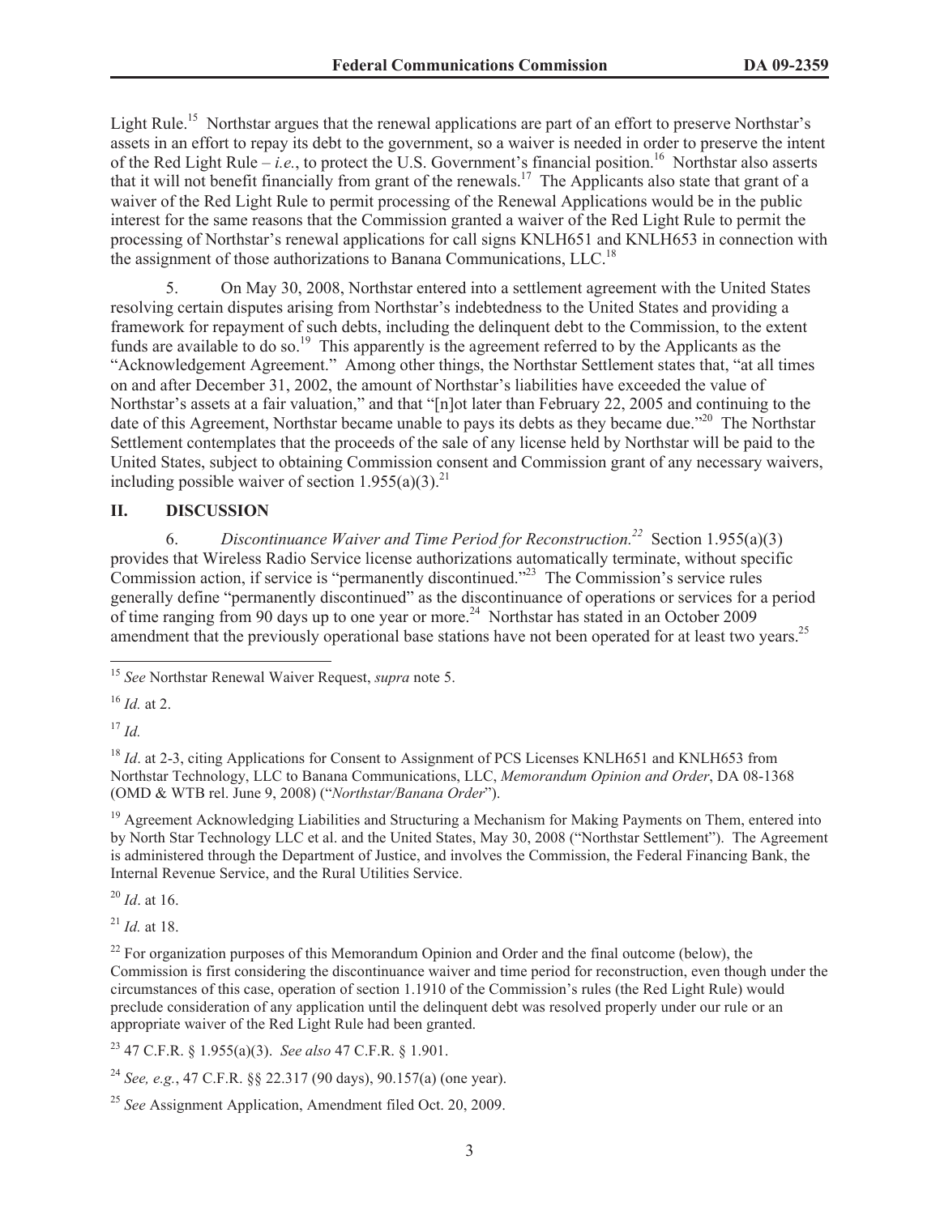Light Rule.[15] Northstar argues that the renewal applications are part of an effort to preserve Northstar's assets in an effort to repay its debt to the government, so a waiver is needed in order to preserve the intent of the Red Light Rule – *i.e.*, to protect the U.S. Government's financial position.[16] Northstar also asserts that it will not benefit financially from grant of the renewals.[17] The Applicants also state that grant of a waiver of the Red Light Rule to permit processing of the Renewal Applications would be in the public interest for the same reasons that the Commission granted a waiver of the Red Light Rule to permit the processing of Northstar's renewal applications for call signs KNLH651 and KNLH653 in connection with the assignment of those authorizations to Banana Communications, LLC.[18]

5. On May 30, 2008, Northstar entered into a settlement agreement with the United States resolving certain disputes arising from Northstar's indebtedness to the United States and providing a framework for repayment of such debts, including the delinquent debt to the Commission, to the extent funds are available to do so.[19] This apparently is the agreement referred to by the Applicants as the "Acknowledgement Agreement." Among other things, the Northstar Settlement states that, "at all times on and after December 31, 2002, the amount of Northstar's liabilities have exceeded the value of Northstar's assets at a fair valuation," and that "[n]ot later than February 22, 2005 and continuing to the date of this Agreement, Northstar became unable to pays its debts as they became due."[20] The Northstar Settlement contemplates that the proceeds of the sale of any license held by Northstar will be paid to the United States, subject to obtaining Commission consent and Commission grant of any necessary waivers, including possible waiver of section 1.955(a)(3).[21]

## II. DISCUSSION

6. *Discontinuance Waiver and Time Period for Reconstruction.*[22] Section 1.955(a)(3) provides that Wireless Radio Service license authorizations automatically terminate, without specific Commission action, if service is "permanently discontinued."[23] The Commission's service rules generally define "permanently discontinued" as the discontinuance of operations or services for a period of time ranging from 90 days up to one year or more.[24] Northstar has stated in an October 2009 amendment that the previously operational base stations have not been operated for at least two years.[25]

---

[15] *See* Northstar Renewal Waiver Request, *supra* note 5.

[16] *Id.* at 2.

[17] *Id.*

[18] *Id*. at 2-3, citing Applications for Consent to Assignment of PCS Licenses KNLH651 and KNLH653 from Northstar Technology, LLC to Banana Communications, LLC, *Memorandum Opinion and Order*, DA 08-1368 (OMD & WTB rel. June 9, 2008) ("*Northstar/Banana Order*").

[19] Agreement Acknowledging Liabilities and Structuring a Mechanism for Making Payments on Them, entered into by North Star Technology LLC et al. and the United States, May 30, 2008 ("Northstar Settlement"). The Agreement is administered through the Department of Justice, and involves the Commission, the Federal Financing Bank, the Internal Revenue Service, and the Rural Utilities Service.

[20] *Id*. at 16.

[21] *Id.* at 18.

[22] For organization purposes of this Memorandum Opinion and Order and the final outcome (below), the Commission is first considering the discontinuance waiver and time period for reconstruction, even though under the circumstances of this case, operation of section 1.1910 of the Commission's rules (the Red Light Rule) would preclude consideration of any application until the delinquent debt was resolved properly under our rule or an appropriate waiver of the Red Light Rule had been granted.

[23] 47 C.F.R. § 1.955(a)(3). *See also* 47 C.F.R. § 1.901.

[24] *See, e.g.*, 47 C.F.R. §§ 22.317 (90 days), 90.157(a) (one year).

[25] *See* Assignment Application, Amendment filed Oct. 20, 2009.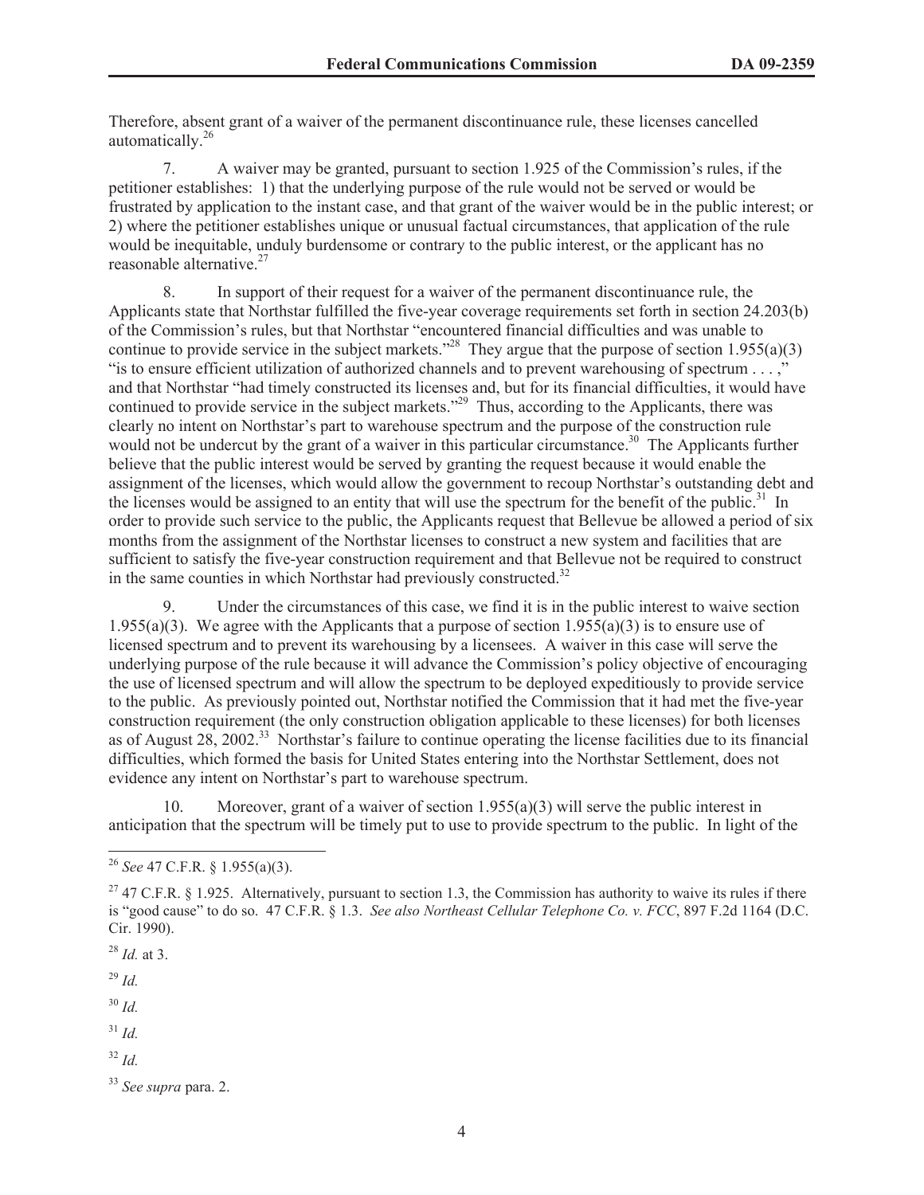Therefore, absent grant of a waiver of the permanent discontinuance rule, these licenses cancelled automatically.[26]

7. A waiver may be granted, pursuant to section 1.925 of the Commission's rules, if the petitioner establishes: 1) that the underlying purpose of the rule would not be served or would be frustrated by application to the instant case, and that grant of the waiver would be in the public interest; or 2) where the petitioner establishes unique or unusual factual circumstances, that application of the rule would be inequitable, unduly burdensome or contrary to the public interest, or the applicant has no reasonable alternative.[27]

8. In support of their request for a waiver of the permanent discontinuance rule, the Applicants state that Northstar fulfilled the five-year coverage requirements set forth in section 24.203(b) of the Commission's rules, but that Northstar "encountered financial difficulties and was unable to continue to provide service in the subject markets."[28] They argue that the purpose of section 1.955(a)(3) "is to ensure efficient utilization of authorized channels and to prevent warehousing of spectrum . . . ," and that Northstar "had timely constructed its licenses and, but for its financial difficulties, it would have continued to provide service in the subject markets."[29] Thus, according to the Applicants, there was clearly no intent on Northstar's part to warehouse spectrum and the purpose of the construction rule would not be undercut by the grant of a waiver in this particular circumstance.[30] The Applicants further believe that the public interest would be served by granting the request because it would enable the assignment of the licenses, which would allow the government to recoup Northstar's outstanding debt and the licenses would be assigned to an entity that will use the spectrum for the benefit of the public.[31] In order to provide such service to the public, the Applicants request that Bellevue be allowed a period of six months from the assignment of the Northstar licenses to construct a new system and facilities that are sufficient to satisfy the five-year construction requirement and that Bellevue not be required to construct in the same counties in which Northstar had previously constructed.[32]

9. Under the circumstances of this case, we find it is in the public interest to waive section 1.955(a)(3). We agree with the Applicants that a purpose of section 1.955(a)(3) is to ensure use of licensed spectrum and to prevent its warehousing by a licensees. A waiver in this case will serve the underlying purpose of the rule because it will advance the Commission's policy objective of encouraging the use of licensed spectrum and will allow the spectrum to be deployed expeditiously to provide service to the public. As previously pointed out, Northstar notified the Commission that it had met the five-year construction requirement (the only construction obligation applicable to these licenses) for both licenses as of August 28, 2002.[33] Northstar's failure to continue operating the license facilities due to its financial difficulties, which formed the basis for United States entering into the Northstar Settlement, does not evidence any intent on Northstar's part to warehouse spectrum.

10. Moreover, grant of a waiver of section 1.955(a)(3) will serve the public interest in anticipation that the spectrum will be timely put to use to provide spectrum to the public. In light of the

---

[26] *See* 47 C.F.R. § 1.955(a)(3).

[27] 47 C.F.R. § 1.925. Alternatively, pursuant to section 1.3, the Commission has authority to waive its rules if there is "good cause" to do so. 47 C.F.R. § 1.3. *See also Northeast Cellular Telephone Co. v. FCC*, 897 F.2d 1164 (D.C. Cir. 1990).

[28] *Id.* at 3.

[29] *Id.*

[30] *Id.*

[31] *Id.*

[32] *Id.*

[33] *See supra* para. 2.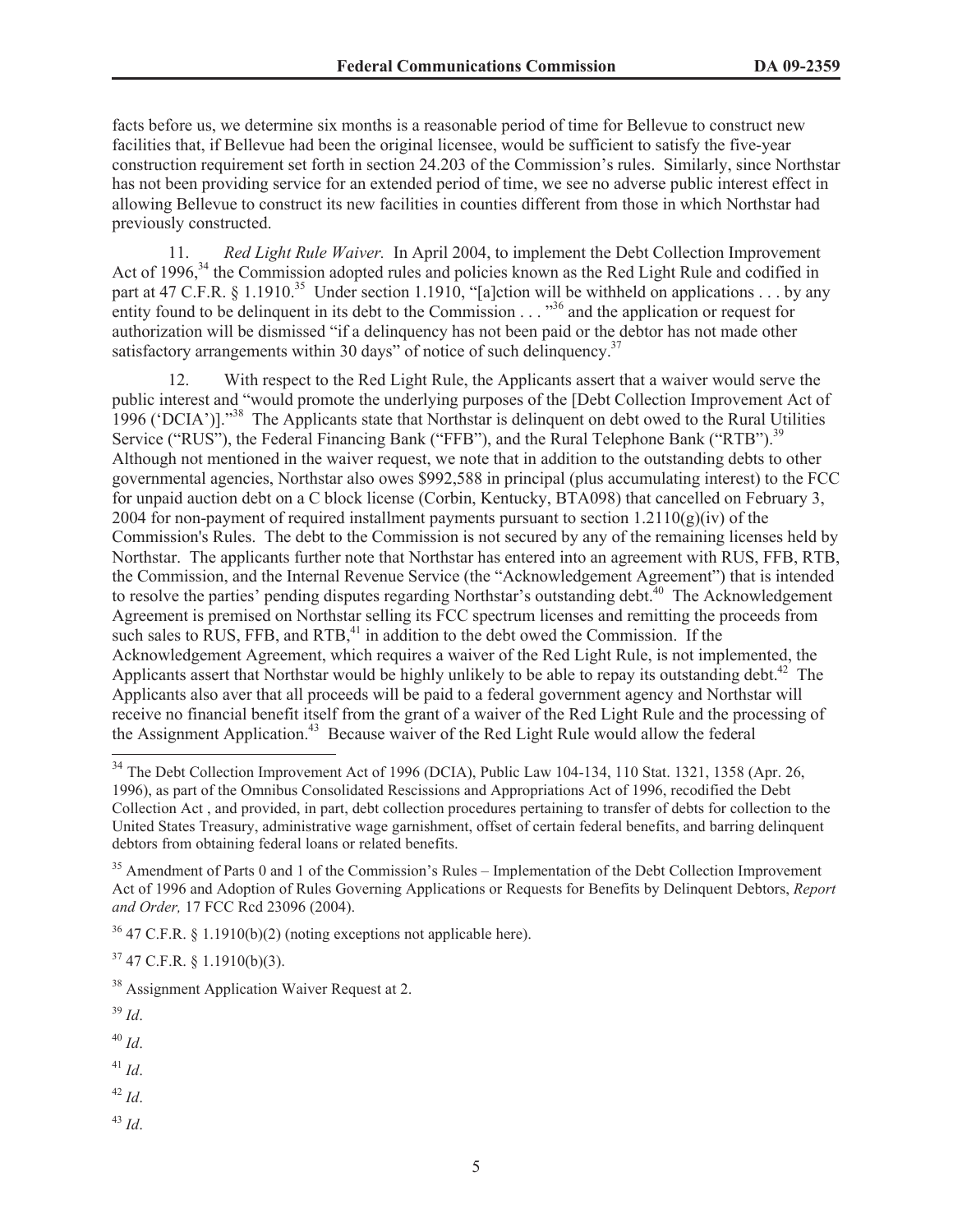facts before us, we determine six months is a reasonable period of time for Bellevue to construct new facilities that, if Bellevue had been the original licensee, would be sufficient to satisfy the five-year construction requirement set forth in section 24.203 of the Commission's rules. Similarly, since Northstar has not been providing service for an extended period of time, we see no adverse public interest effect in allowing Bellevue to construct its new facilities in counties different from those in which Northstar had previously constructed.

11. *Red Light Rule Waiver.* In April 2004, to implement the Debt Collection Improvement Act of 1996,[34] the Commission adopted rules and policies known as the Red Light Rule and codified in part at 47 C.F.R. § 1.1910.[35] Under section 1.1910, "[a]ction will be withheld on applications . . . by any entity found to be delinquent in its debt to the Commission . . . "[36] and the application or request for authorization will be dismissed "if a delinquency has not been paid or the debtor has not made other satisfactory arrangements within 30 days" of notice of such delinquency.[37]

12. With respect to the Red Light Rule, the Applicants assert that a waiver would serve the public interest and "would promote the underlying purposes of the [Debt Collection Improvement Act of 1996 ('DCIA')]."[38] The Applicants state that Northstar is delinquent on debt owed to the Rural Utilities Service ("RUS"), the Federal Financing Bank ("FFB"), and the Rural Telephone Bank ("RTB").[39] Although not mentioned in the waiver request, we note that in addition to the outstanding debts to other governmental agencies, Northstar also owes $992,588 in principal (plus accumulating interest) to the FCC for unpaid auction debt on a C block license (Corbin, Kentucky, BTA098) that cancelled on February 3, 2004 for non-payment of required installment payments pursuant to section 1.2110(g)(iv) of the Commission's Rules. The debt to the Commission is not secured by any of the remaining licenses held by Northstar. The applicants further note that Northstar has entered into an agreement with RUS, FFB, RTB, the Commission, and the Internal Revenue Service (the "Acknowledgement Agreement") that is intended to resolve the parties' pending disputes regarding Northstar's outstanding debt.[40] The Acknowledgement Agreement is premised on Northstar selling its FCC spectrum licenses and remitting the proceeds from such sales to RUS, FFB, and RTB,[41] in addition to the debt owed the Commission. If the Acknowledgement Agreement, which requires a waiver of the Red Light Rule, is not implemented, the Applicants assert that Northstar would be highly unlikely to be able to repay its outstanding debt.[42] The Applicants also aver that all proceeds will be paid to a federal government agency and Northstar will receive no financial benefit itself from the grant of a waiver of the Red Light Rule and the processing of the Assignment Application.[43] Because waiver of the Red Light Rule would allow the federal

---

[34] The Debt Collection Improvement Act of 1996 (DCIA), Public Law 104-134, 110 Stat. 1321, 1358 (Apr. 26, 1996), as part of the Omnibus Consolidated Rescissions and Appropriations Act of 1996, recodified the Debt Collection Act , and provided, in part, debt collection procedures pertaining to transfer of debts for collection to the United States Treasury, administrative wage garnishment, offset of certain federal benefits, and barring delinquent debtors from obtaining federal loans or related benefits.

[35] Amendment of Parts 0 and 1 of the Commission's Rules – Implementation of the Debt Collection Improvement Act of 1996 and Adoption of Rules Governing Applications or Requests for Benefits by Delinquent Debtors, *Report and Order,* 17 FCC Rcd 23096 (2004).

[36] 47 C.F.R. § 1.1910(b)(2) (noting exceptions not applicable here).

[37] 47 C.F.R. § 1.1910(b)(3).

[38] Assignment Application Waiver Request at 2.

[39] *Id*.

[40] *Id*.

[41] *Id*.

[42] *Id*.

[43] *Id*.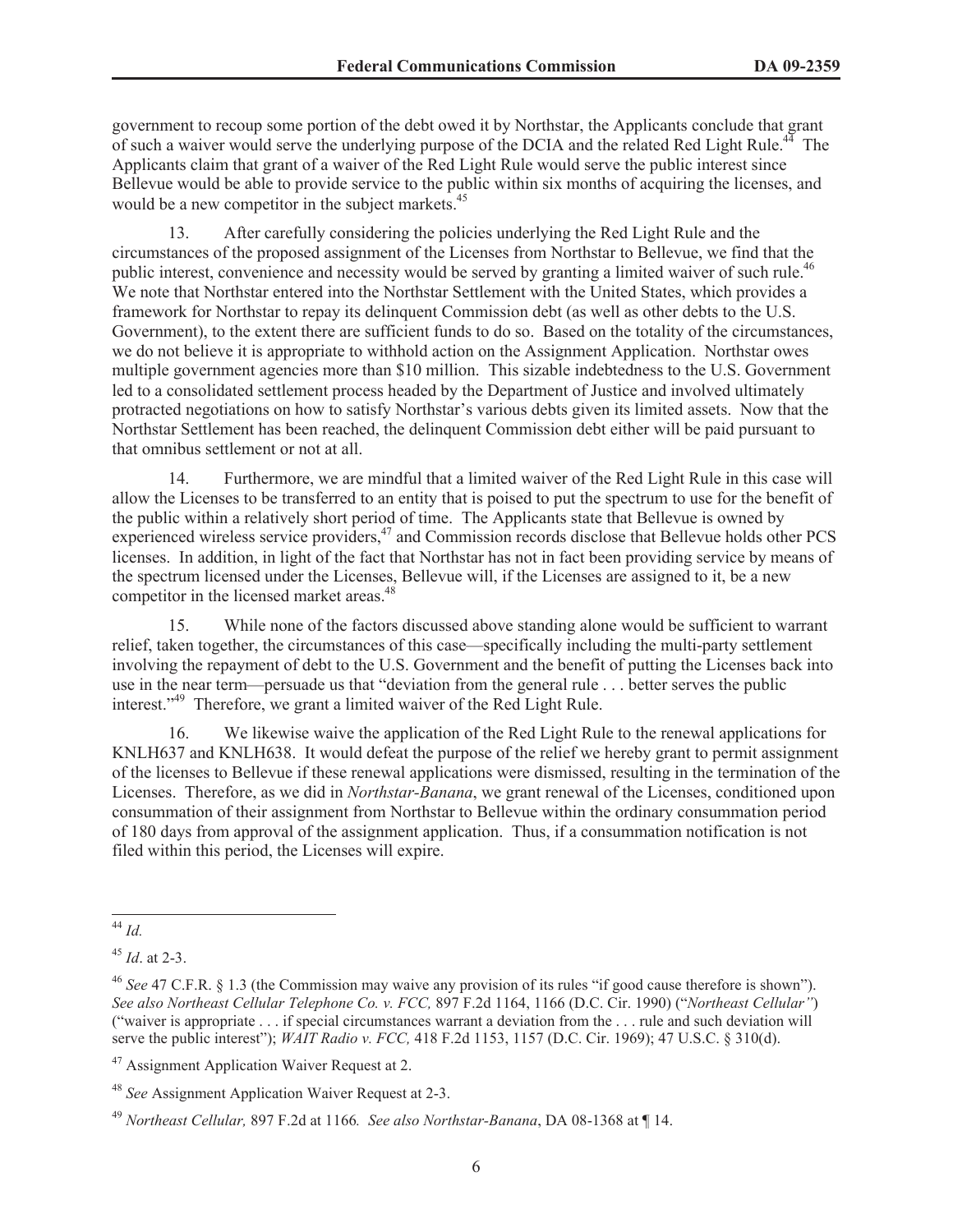government to recoup some portion of the debt owed it by Northstar, the Applicants conclude that grant of such a waiver would serve the underlying purpose of the DCIA and the related Red Light Rule.[44] The Applicants claim that grant of a waiver of the Red Light Rule would serve the public interest since Bellevue would be able to provide service to the public within six months of acquiring the licenses, and would be a new competitor in the subject markets.[45]

13. After carefully considering the policies underlying the Red Light Rule and the circumstances of the proposed assignment of the Licenses from Northstar to Bellevue, we find that the public interest, convenience and necessity would be served by granting a limited waiver of such rule.[46] We note that Northstar entered into the Northstar Settlement with the United States, which provides a framework for Northstar to repay its delinquent Commission debt (as well as other debts to the U.S. Government), to the extent there are sufficient funds to do so. Based on the totality of the circumstances, we do not believe it is appropriate to withhold action on the Assignment Application. Northstar owes multiple government agencies more than $10 million. This sizable indebtedness to the U.S. Government led to a consolidated settlement process headed by the Department of Justice and involved ultimately protracted negotiations on how to satisfy Northstar's various debts given its limited assets. Now that the Northstar Settlement has been reached, the delinquent Commission debt either will be paid pursuant to that omnibus settlement or not at all.

14. Furthermore, we are mindful that a limited waiver of the Red Light Rule in this case will allow the Licenses to be transferred to an entity that is poised to put the spectrum to use for the benefit of the public within a relatively short period of time. The Applicants state that Bellevue is owned by experienced wireless service providers,[47] and Commission records disclose that Bellevue holds other PCS licenses. In addition, in light of the fact that Northstar has not in fact been providing service by means of the spectrum licensed under the Licenses, Bellevue will, if the Licenses are assigned to it, be a new competitor in the licensed market areas.[48]

15. While none of the factors discussed above standing alone would be sufficient to warrant relief, taken together, the circumstances of this case—specifically including the multi-party settlement involving the repayment of debt to the U.S. Government and the benefit of putting the Licenses back into use in the near term—persuade us that "deviation from the general rule . . . better serves the public interest."[49] Therefore, we grant a limited waiver of the Red Light Rule.

16. We likewise waive the application of the Red Light Rule to the renewal applications for KNLH637 and KNLH638. It would defeat the purpose of the relief we hereby grant to permit assignment of the licenses to Bellevue if these renewal applications were dismissed, resulting in the termination of the Licenses. Therefore, as we did in *Northstar-Banana*, we grant renewal of the Licenses, conditioned upon consummation of their assignment from Northstar to Bellevue within the ordinary consummation period of 180 days from approval of the assignment application. Thus, if a consummation notification is not filed within this period, the Licenses will expire.

---

[44] *Id.*

[45] *Id*. at 2-3.

[46] *See* 47 C.F.R. § 1.3 (the Commission may waive any provision of its rules "if good cause therefore is shown"). *See also Northeast Cellular Telephone Co. v. FCC,* 897 F.2d 1164, 1166 (D.C. Cir. 1990) ("*Northeast Cellular"*) ("waiver is appropriate . . . if special circumstances warrant a deviation from the . . . rule and such deviation will serve the public interest"); *WAIT Radio v. FCC,* 418 F.2d 1153, 1157 (D.C. Cir. 1969); 47 U.S.C. § 310(d).

[47] Assignment Application Waiver Request at 2.

[48] *See* Assignment Application Waiver Request at 2-3.

[49] *Northeast Cellular,* 897 F.2d at 1166*. See also Northstar-Banana*, DA 08-1368 at ¶ 14.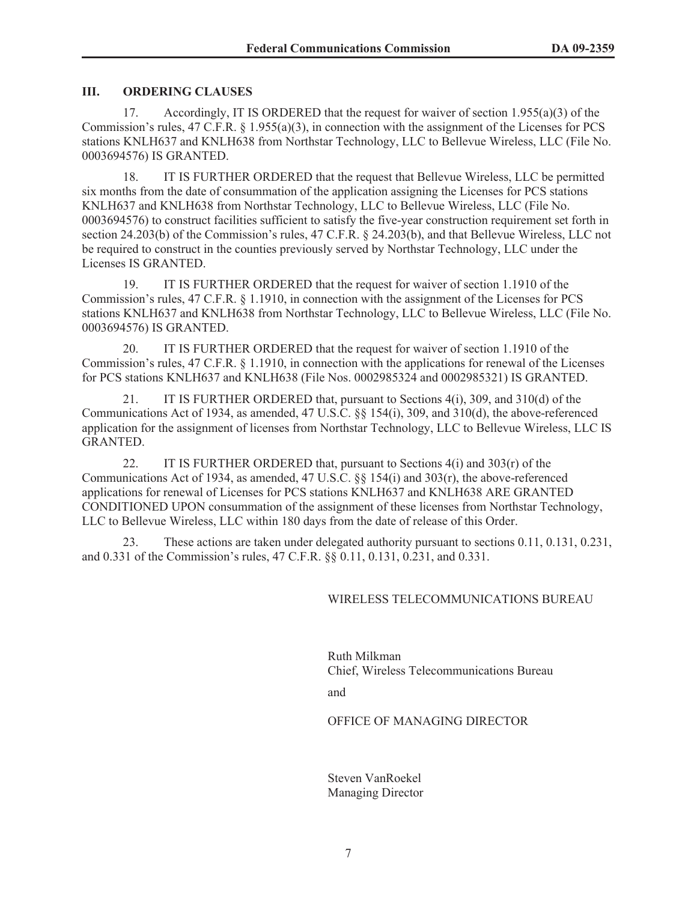## III. ORDERING CLAUSES

17. Accordingly, IT IS ORDERED that the request for waiver of section 1.955(a)(3) of the Commission's rules, 47 C.F.R. § 1.955(a)(3), in connection with the assignment of the Licenses for PCS stations KNLH637 and KNLH638 from Northstar Technology, LLC to Bellevue Wireless, LLC (File No. 0003694576) IS GRANTED.

18. IT IS FURTHER ORDERED that the request that Bellevue Wireless, LLC be permitted six months from the date of consummation of the application assigning the Licenses for PCS stations KNLH637 and KNLH638 from Northstar Technology, LLC to Bellevue Wireless, LLC (File No. 0003694576) to construct facilities sufficient to satisfy the five-year construction requirement set forth in section 24.203(b) of the Commission's rules, 47 C.F.R. § 24.203(b), and that Bellevue Wireless, LLC not be required to construct in the counties previously served by Northstar Technology, LLC under the Licenses IS GRANTED.

19. IT IS FURTHER ORDERED that the request for waiver of section 1.1910 of the Commission's rules, 47 C.F.R. § 1.1910, in connection with the assignment of the Licenses for PCS stations KNLH637 and KNLH638 from Northstar Technology, LLC to Bellevue Wireless, LLC (File No. 0003694576) IS GRANTED.

20. IT IS FURTHER ORDERED that the request for waiver of section 1.1910 of the Commission's rules, 47 C.F.R. § 1.1910, in connection with the applications for renewal of the Licenses for PCS stations KNLH637 and KNLH638 (File Nos. 0002985324 and 0002985321) IS GRANTED.

21. IT IS FURTHER ORDERED that, pursuant to Sections 4(i), 309, and 310(d) of the Communications Act of 1934, as amended, 47 U.S.C. §§ 154(i), 309, and 310(d), the above-referenced application for the assignment of licenses from Northstar Technology, LLC to Bellevue Wireless, LLC IS GRANTED.

22. IT IS FURTHER ORDERED that, pursuant to Sections 4(i) and 303(r) of the Communications Act of 1934, as amended, 47 U.S.C. §§ 154(i) and 303(r), the above-referenced applications for renewal of Licenses for PCS stations KNLH637 and KNLH638 ARE GRANTED CONDITIONED UPON consummation of the assignment of these licenses from Northstar Technology, LLC to Bellevue Wireless, LLC within 180 days from the date of release of this Order.

23. These actions are taken under delegated authority pursuant to sections 0.11, 0.131, 0.231, and 0.331 of the Commission's rules, 47 C.F.R. §§ 0.11, 0.131, 0.231, and 0.331.

WIRELESS TELECOMMUNICATIONS BUREAU

Ruth Milkman
Chief, Wireless Telecommunications Bureau

and

OFFICE OF MANAGING DIRECTOR

Steven VanRoekel
Managing Director